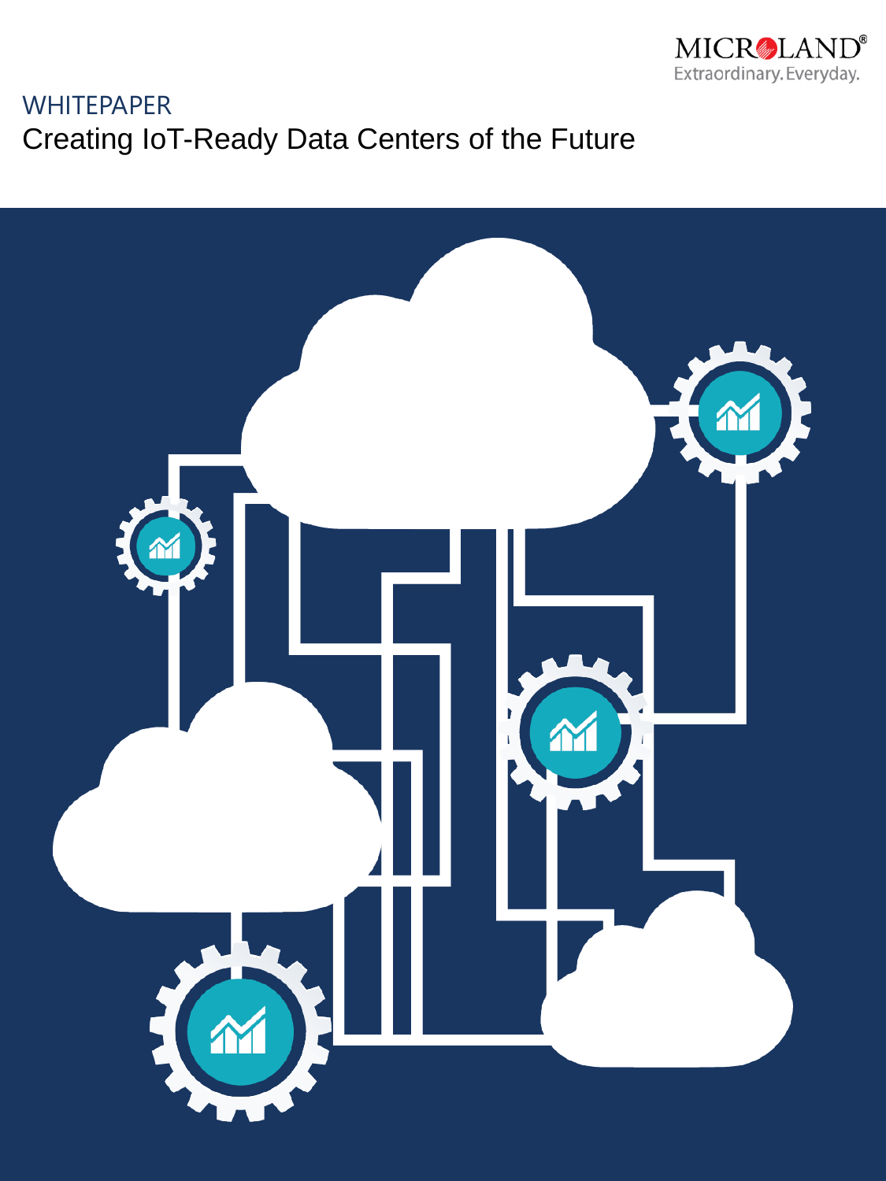MICROLAND

Extraordinary.Everyday.

WHITEPAPER

# Creating IoT-Ready Data Centers of the Future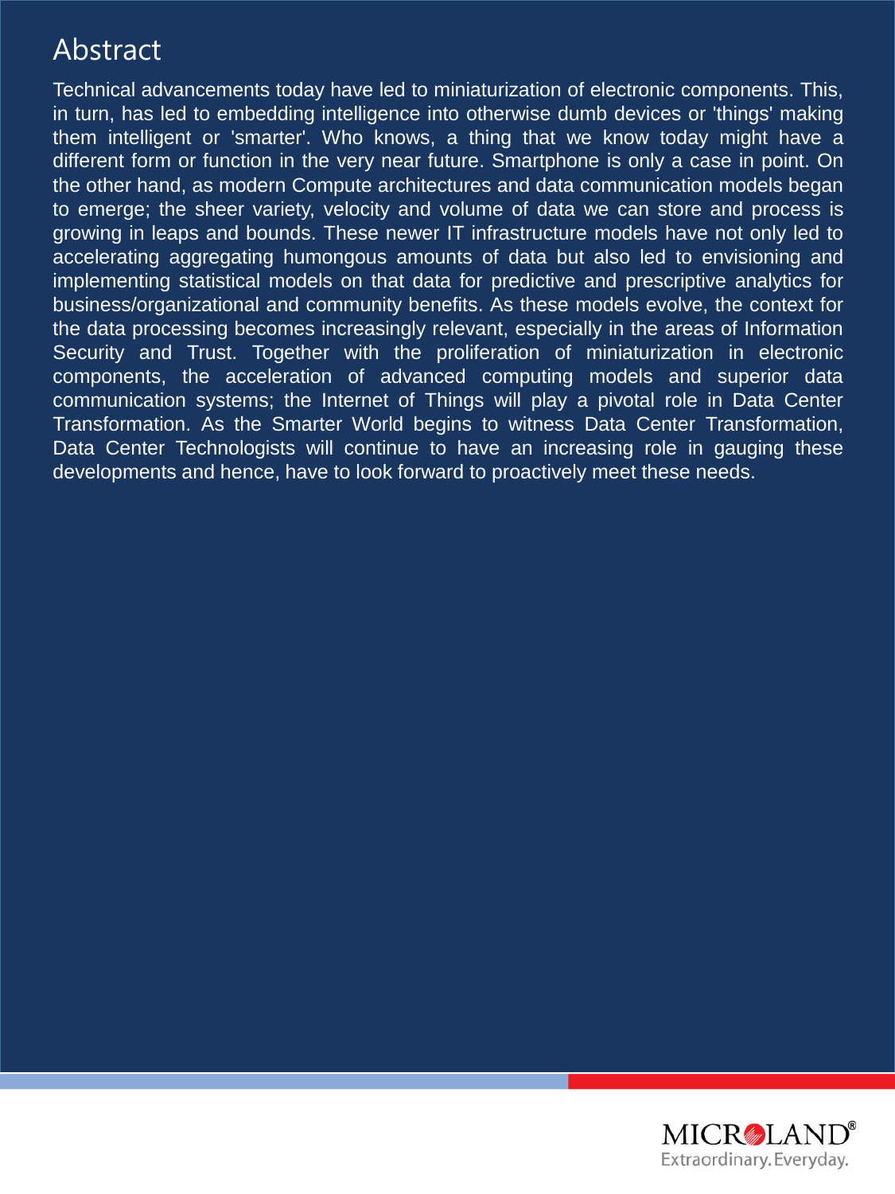# Abstract

Technical advancements today have led to miniaturization of electronic components. This, in turn, has led to embedding intelligence into otherwise dumb devices or 'things' making them intelligent or 'smarter'. Who knows, a thing that we know today might have a different form or function in the very near future. Smartphone is only a case in point. On the other hand, as modern Compute architectures and data communication models began to emerge; the sheer variety, velocity and volume of data we can store and process is growing in leaps and bounds. These newer IT infrastructure models have not only led to accelerating aggregating humongous amounts of data but also led to envisioning and implementing statistical models on that data for predictive and prescriptive analytics for business/organizational and community benefits. As these models evolve, the context for the data processing becomes increasingly relevant, especially in the areas of Information Security and Trust. Together with the proliferation of miniaturization in electronic components, the acceleration of advanced computing models and superior data communication systems; the Internet of Things will play a pivotal role in Data Center Transformation. As the Smarter World begins to witness Data Center Transformation, Data Center Technologists will continue to have an increasing role in gauging these developments and hence, have to look forward to proactively meet these needs.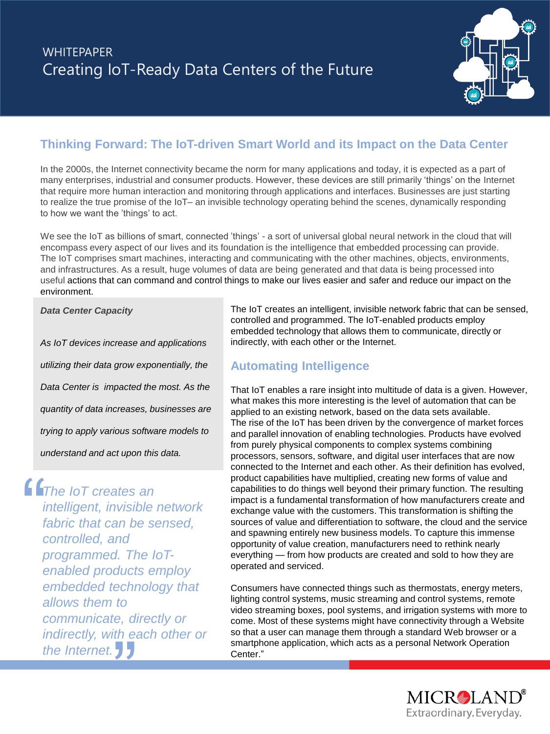WHITEPAPER

# Creating IoT-Ready Data Centers of the Future

## Thinking Forward: The IoT-driven Smart World and its Impact on the Data Center

In the 2000s, the Internet connectivity became the norm for many applications and today, it is expected as a part of many enterprises, industrial and consumer products. However, these devices are still primarily 'things' on the Internet that require more human interaction and monitoring through applications and interfaces. Businesses are just starting to realize the true promise of the IoT– an invisible technology operating behind the scenes, dynamically responding to how we want the 'things' to act.

We see the IoT as billions of smart, connected 'things' - a sort of universal global neural network in the cloud that will encompass every aspect of our lives and its foundation is the intelligence that embedded processing can provide. The IoT comprises smart machines, interacting and communicating with the other machines, objects, environments, and infrastructures. As a result, huge volumes of data are being generated and that data is being processed into useful actions that can command and control things to make our lives easier and safer and reduce our impact on the environment.

***Data Center Capacity***

*As IoT devices increase and applications utilizing their data grow exponentially, the Data Center is impacted the most. As the quantity of data increases, businesses are trying to apply various software models to understand and act upon this data.*

> *"The IoT creates an intelligent, invisible network fabric that can be sensed, controlled, and programmed. The IoT-enabled products employ embedded technology that allows them to communicate, directly or indirectly, with each other or the Internet."*

The IoT creates an intelligent, invisible network fabric that can be sensed, controlled and programmed. The IoT-enabled products employ embedded technology that allows them to communicate, directly or indirectly, with each other or the Internet.

## Automating Intelligence

That IoT enables a rare insight into multitude of data is a given. However, what makes this more interesting is the level of automation that can be applied to an existing network, based on the data sets available.
The rise of the IoT has been driven by the convergence of market forces and parallel innovation of enabling technologies. Products have evolved from purely physical components to complex systems combining processors, sensors, software, and digital user interfaces that are now connected to the Internet and each other. As their definition has evolved, product capabilities have multiplied, creating new forms of value and capabilities to do things well beyond their primary function. The resulting impact is a fundamental transformation of how manufacturers create and exchange value with the customers. This transformation is shifting the sources of value and differentiation to software, the cloud and the service and spawning entirely new business models. To capture this immense opportunity of value creation, manufacturers need to rethink nearly everything — from how products are created and sold to how they are operated and serviced.

Consumers have connected things such as thermostats, energy meters, lighting control systems, music streaming and control systems, remote video streaming boxes, pool systems, and irrigation systems with more to come. Most of these systems might have connectivity through a Website so that a user can manage them through a standard Web browser or a smartphone application, which acts as a personal Network Operation Center."

MICROLAND®
Extraordinary. Everyday.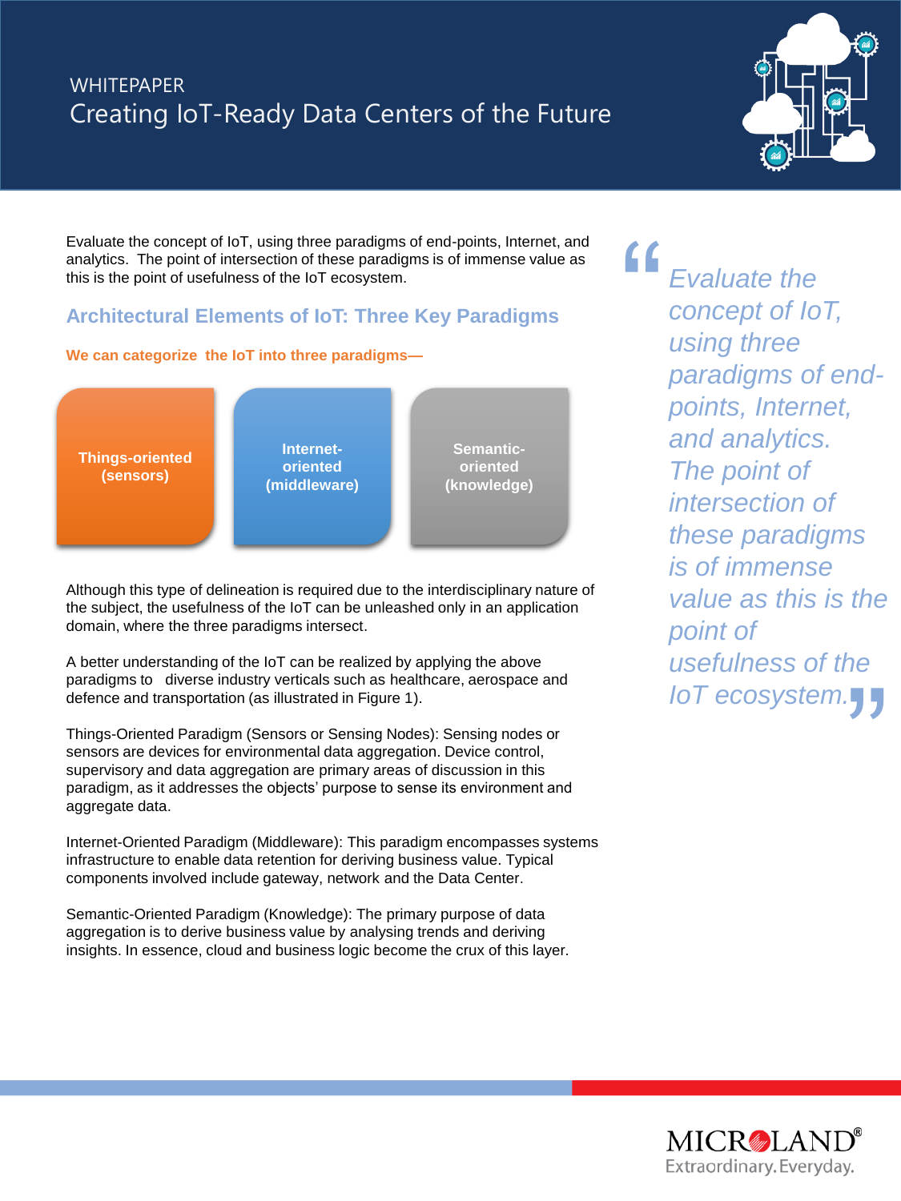WHITEPAPER

# Creating IoT-Ready Data Centers of the Future

Evaluate the concept of IoT, using three paradigms of end-points, Internet, and analytics. The point of intersection of these paradigms is of immense value as this is the point of usefulness of the IoT ecosystem.

> *"Evaluate the concept of IoT, using three paradigms of end-points, Internet, and analytics. The point of intersection of these paradigms is of immense value as this is the point of usefulness of the IoT ecosystem."*

## Architectural Elements of IoT: Three Key Paradigms

**We can categorize the IoT into three paradigms—**

- **Things-oriented (sensors)**
- **Internet-oriented (middleware)**
- **Semantic-oriented (knowledge)**

Although this type of delineation is required due to the interdisciplinary nature of the subject, the usefulness of the IoT can be unleashed only in an application domain, where the three paradigms intersect.

A better understanding of the IoT can be realized by applying the above paradigms to diverse industry verticals such as healthcare, aerospace and defence and transportation (as illustrated in Figure 1).

Things-Oriented Paradigm (Sensors or Sensing Nodes): Sensing nodes or sensors are devices for environmental data aggregation. Device control, supervisory and data aggregation are primary areas of discussion in this paradigm, as it addresses the objects' purpose to sense its environment and aggregate data.

Internet-Oriented Paradigm (Middleware): This paradigm encompasses systems infrastructure to enable data retention for deriving business value. Typical components involved include gateway, network and the Data Center.

Semantic-Oriented Paradigm (Knowledge): The primary purpose of data aggregation is to derive business value by analysing trends and deriving insights. In essence, cloud and business logic become the crux of this layer.

MICROLAND®
Extraordinary. Everyday.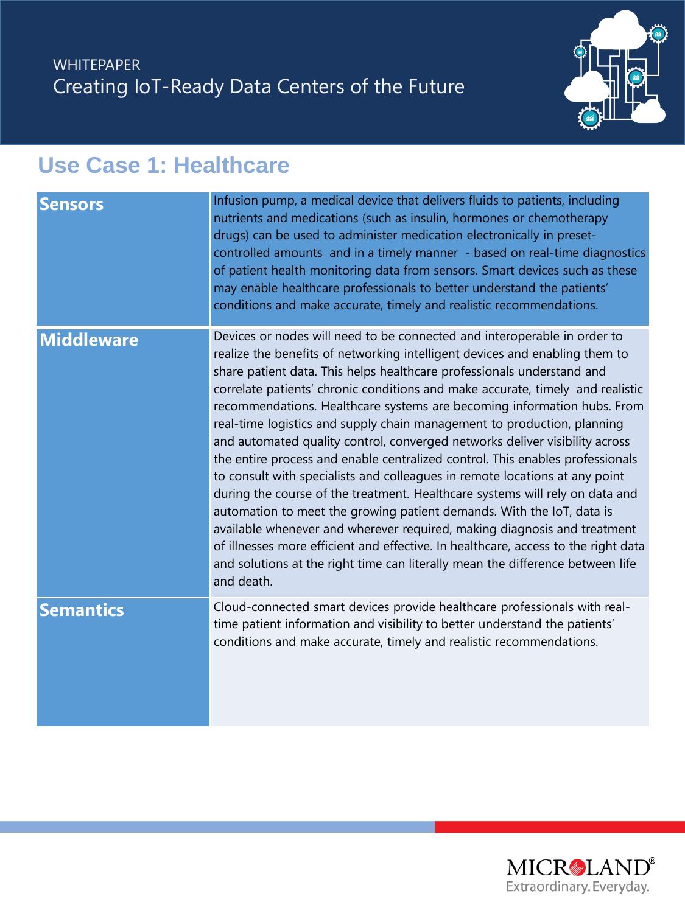## Use Case 1: Healthcare

| | |
|---|---|
| **Sensors** | Infusion pump, a medical device that delivers fluids to patients, including nutrients and medications (such as insulin, hormones or chemotherapy drugs) can be used to administer medication electronically in preset-controlled amounts and in a timely manner - based on real-time diagnostics of patient health monitoring data from sensors. Smart devices such as these may enable healthcare professionals to better understand the patients' conditions and make accurate, timely and realistic recommendations. |
| **Middleware** | Devices or nodes will need to be connected and interoperable in order to realize the benefits of networking intelligent devices and enabling them to share patient data. This helps healthcare professionals understand and correlate patients' chronic conditions and make accurate, timely and realistic recommendations. Healthcare systems are becoming information hubs. From real-time logistics and supply chain management to production, planning and automated quality control, converged networks deliver visibility across the entire process and enable centralized control. This enables professionals to consult with specialists and colleagues in remote locations at any point during the course of the treatment. Healthcare systems will rely on data and automation to meet the growing patient demands. With the IoT, data is available whenever and wherever required, making diagnosis and treatment of illnesses more efficient and effective. In healthcare, access to the right data and solutions at the right time can literally mean the difference between life and death. |
| **Semantics** | Cloud-connected smart devices provide healthcare professionals with real-time patient information and visibility to better understand the patients' conditions and make accurate, timely and realistic recommendations. |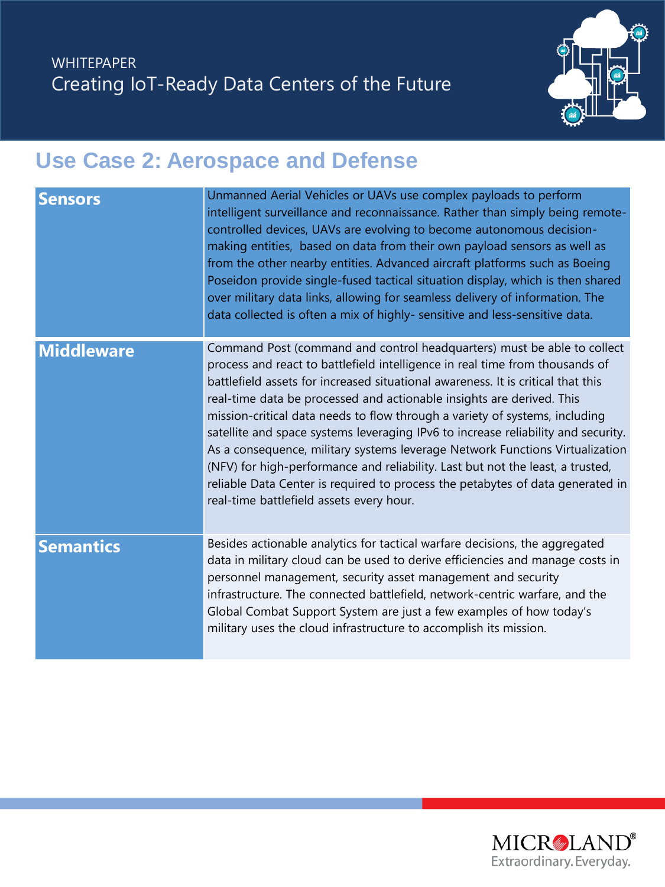## Use Case 2: Aerospace and Defense

| | |
|---|---|
| **Sensors** | Unmanned Aerial Vehicles or UAVs use complex payloads to perform intelligent surveillance and reconnaissance. Rather than simply being remote-controlled devices, UAVs are evolving to become autonomous decision-making entities, based on data from their own payload sensors as well as from the other nearby entities. Advanced aircraft platforms such as Boeing Poseidon provide single-fused tactical situation display, which is then shared over military data links, allowing for seamless delivery of information. The data collected is often a mix of highly- sensitive and less-sensitive data. |
| **Middleware** | Command Post (command and control headquarters) must be able to collect process and react to battlefield intelligence in real time from thousands of battlefield assets for increased situational awareness. It is critical that this real-time data be processed and actionable insights are derived. This mission-critical data needs to flow through a variety of systems, including satellite and space systems leveraging IPv6 to increase reliability and security. As a consequence, military systems leverage Network Functions Virtualization (NFV) for high-performance and reliability. Last but not the least, a trusted, reliable Data Center is required to process the petabytes of data generated in real-time battlefield assets every hour. |
| **Semantics** | Besides actionable analytics for tactical warfare decisions, the aggregated data in military cloud can be used to derive efficiencies and manage costs in personnel management, security asset management and security infrastructure. The connected battlefield, network-centric warfare, and the Global Combat Support System are just a few examples of how today's military uses the cloud infrastructure to accomplish its mission. |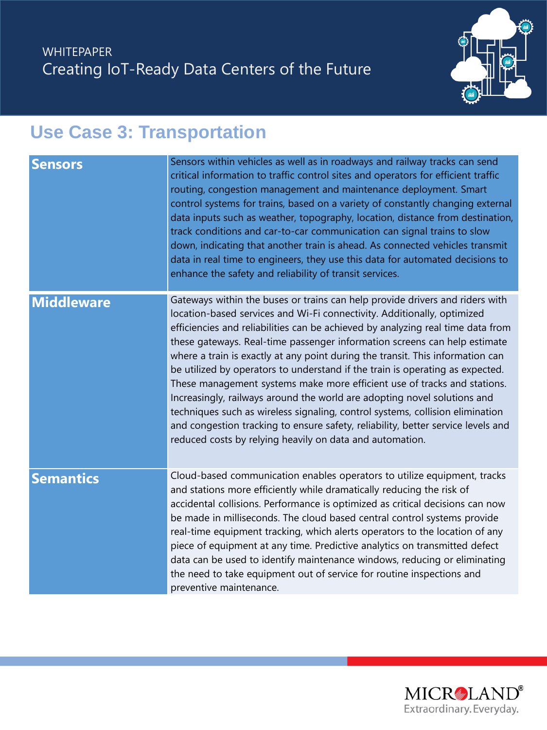## Use Case 3: Transportation

| | |
|---|---|
| **Sensors** | Sensors within vehicles as well as in roadways and railway tracks can send critical information to traffic control sites and operators for efficient traffic routing, congestion management and maintenance deployment. Smart control systems for trains, based on a variety of constantly changing external data inputs such as weather, topography, location, distance from destination, track conditions and car-to-car communication can signal trains to slow down, indicating that another train is ahead. As connected vehicles transmit data in real time to engineers, they use this data for automated decisions to enhance the safety and reliability of transit services. |
| **Middleware** | Gateways within the buses or trains can help provide drivers and riders with location-based services and Wi-Fi connectivity. Additionally, optimized efficiencies and reliabilities can be achieved by analyzing real time data from these gateways. Real-time passenger information screens can help estimate where a train is exactly at any point during the transit. This information can be utilized by operators to understand if the train is operating as expected. These management systems make more efficient use of tracks and stations. Increasingly, railways around the world are adopting novel solutions and techniques such as wireless signaling, control systems, collision elimination and congestion tracking to ensure safety, reliability, better service levels and reduced costs by relying heavily on data and automation. |
| **Semantics** | Cloud-based communication enables operators to utilize equipment, tracks and stations more efficiently while dramatically reducing the risk of accidental collisions. Performance is optimized as critical decisions can now be made in milliseconds. The cloud based central control systems provide real-time equipment tracking, which alerts operators to the location of any piece of equipment at any time. Predictive analytics on transmitted defect data can be used to identify maintenance windows, reducing or eliminating the need to take equipment out of service for routine inspections and preventive maintenance. |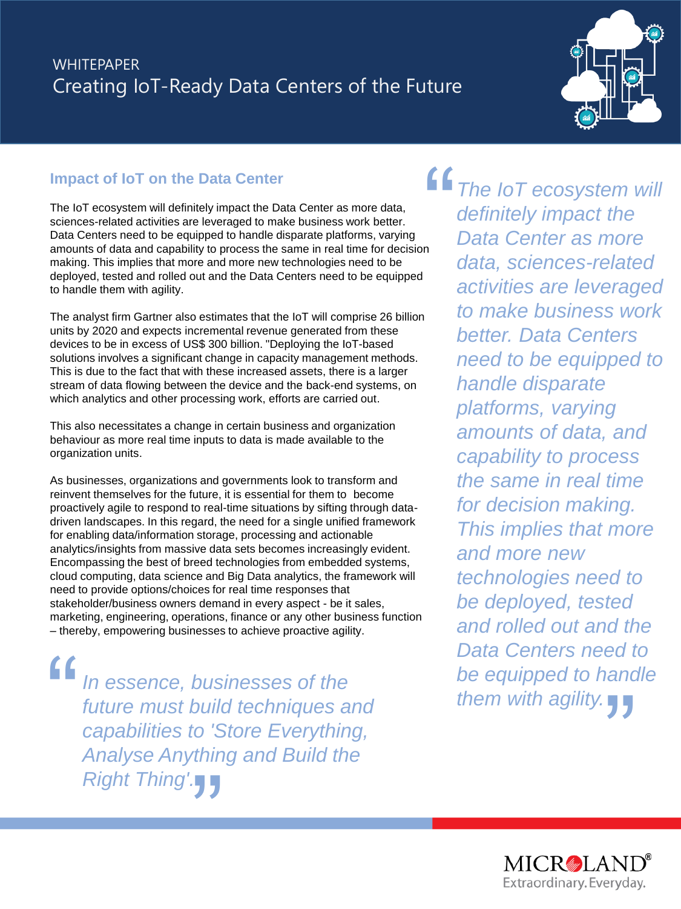WHITEPAPER

Creating IoT-Ready Data Centers of the Future

## Impact of IoT on the Data Center

The IoT ecosystem will definitely impact the Data Center as more data, sciences-related activities are leveraged to make business work better. Data Centers need to be equipped to handle disparate platforms, varying amounts of data and capability to process the same in real time for decision making. This implies that more and more new technologies need to be deployed, tested and rolled out and the Data Centers need to be equipped to handle them with agility.

The analyst firm Gartner also estimates that the IoT will comprise 26 billion units by 2020 and expects incremental revenue generated from these devices to be in excess of US$ 300 billion. "Deploying the IoT-based solutions involves a significant change in capacity management methods. This is due to the fact that with these increased assets, there is a larger stream of data flowing between the device and the back-end systems, on which analytics and other processing work, efforts are carried out.

This also necessitates a change in certain business and organization behaviour as more real time inputs to data is made available to the organization units.

As businesses, organizations and governments look to transform and reinvent themselves for the future, it is essential for them to become proactively agile to respond to real-time situations by sifting through data-driven landscapes. In this regard, the need for a single unified framework for enabling data/information storage, processing and actionable analytics/insights from massive data sets becomes increasingly evident. Encompassing the best of breed technologies from embedded systems, cloud computing, data science and Big Data analytics, the framework will need to provide options/choices for real time responses that stakeholder/business owners demand in every aspect - be it sales, marketing, engineering, operations, finance or any other business function – thereby, empowering businesses to achieve proactive agility.

> *In essence, businesses of the future must build techniques and capabilities to 'Store Everything, Analyse Anything and Build the Right Thing'.*

> *The IoT ecosystem will definitely impact the Data Center as more data, sciences-related activities are leveraged to make business work better. Data Centers need to be equipped to handle disparate platforms, varying amounts of data, and capability to process the same in real time for decision making. This implies that more and more new technologies need to be deployed, tested and rolled out and the Data Centers need to be equipped to handle them with agility.*

MICROLAND®
Extraordinary.Everyday.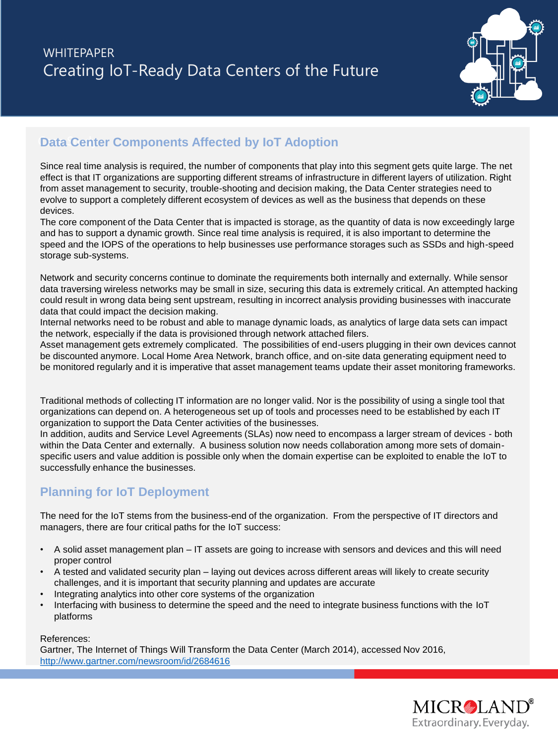## Data Center Components Affected by IoT Adoption

Since real time analysis is required, the number of components that play into this segment gets quite large. The net effect is that IT organizations are supporting different streams of infrastructure in different layers of utilization. Right from asset management to security, trouble-shooting and decision making, the Data Center strategies need to evolve to support a completely different ecosystem of devices as well as the business that depends on these devices.
The core component of the Data Center that is impacted is storage, as the quantity of data is now exceedingly large and has to support a dynamic growth. Since real time analysis is required, it is also important to determine the speed and the IOPS of the operations to help businesses use performance storages such as SSDs and high-speed storage sub-systems.

Network and security concerns continue to dominate the requirements both internally and externally. While sensor data traversing wireless networks may be small in size, securing this data is extremely critical. An attempted hacking could result in wrong data being sent upstream, resulting in incorrect analysis providing businesses with inaccurate data that could impact the decision making.
Internal networks need to be robust and able to manage dynamic loads, as analytics of large data sets can impact the network, especially if the data is provisioned through network attached filers.
Asset management gets extremely complicated. The possibilities of end-users plugging in their own devices cannot be discounted anymore. Local Home Area Network, branch office, and on-site data generating equipment need to be monitored regularly and it is imperative that asset management teams update their asset monitoring frameworks.

Traditional methods of collecting IT information are no longer valid. Nor is the possibility of using a single tool that organizations can depend on. A heterogeneous set up of tools and processes need to be established by each IT organization to support the Data Center activities of the businesses.
In addition, audits and Service Level Agreements (SLAs) now need to encompass a larger stream of devices - both within the Data Center and externally. A business solution now needs collaboration among more sets of domain-specific users and value addition is possible only when the domain expertise can be exploited to enable the IoT to successfully enhance the businesses.

## Planning for IoT Deployment

The need for the IoT stems from the business-end of the organization. From the perspective of IT directors and managers, there are four critical paths for the IoT success:

- A solid asset management plan – IT assets are going to increase with sensors and devices and this will need proper control
- A tested and validated security plan – laying out devices across different areas will likely to create security challenges, and it is important that security planning and updates are accurate
- Integrating analytics into other core systems of the organization
- Interfacing with business to determine the speed and the need to integrate business functions with the IoT platforms

References:
Gartner, The Internet of Things Will Transform the Data Center (March 2014), accessed Nov 2016, http://www.gartner.com/newsroom/id/2684616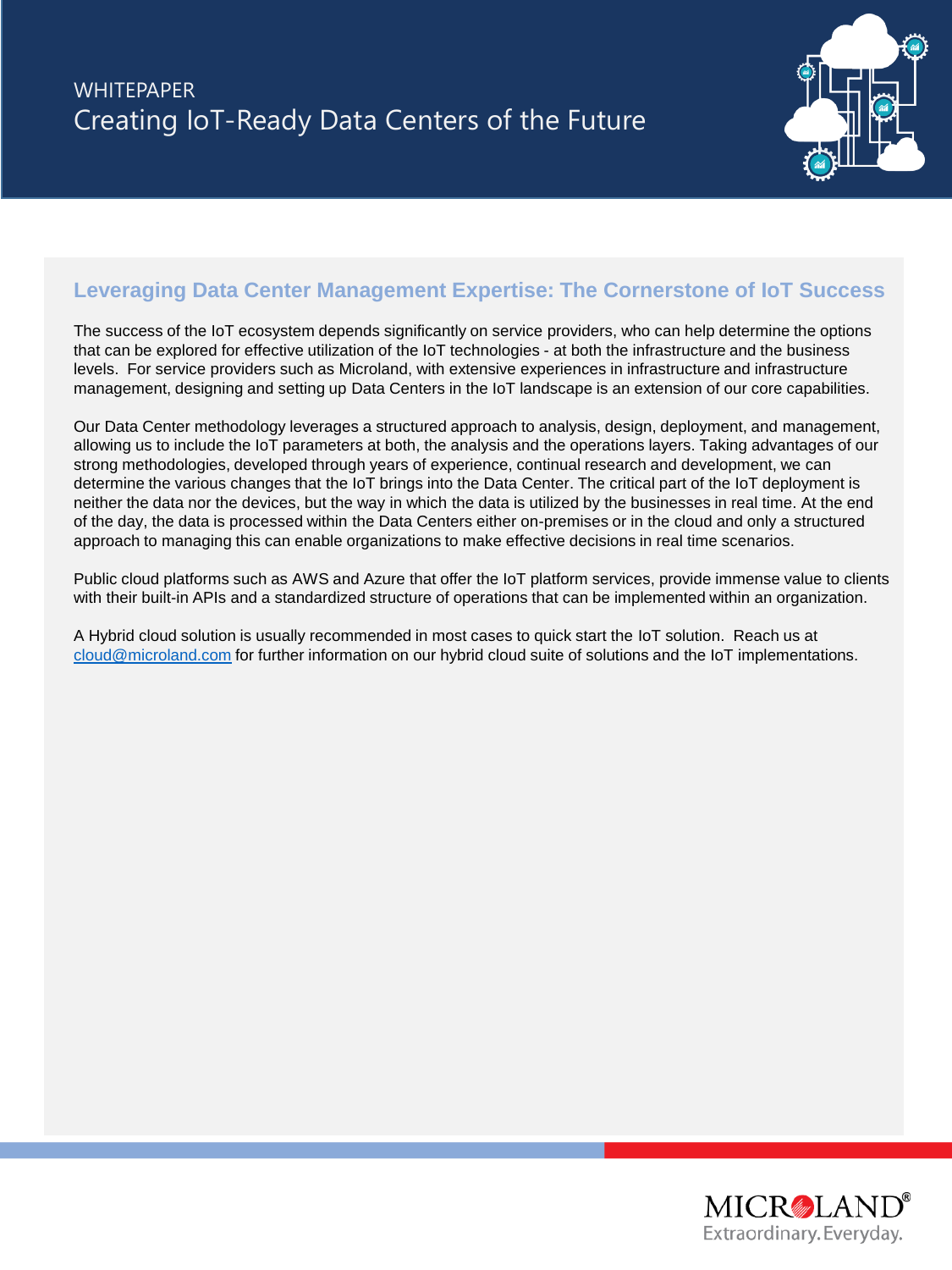## Leveraging Data Center Management Expertise: The Cornerstone of IoT Success

The success of the IoT ecosystem depends significantly on service providers, who can help determine the options that can be explored for effective utilization of the IoT technologies - at both the infrastructure and the business levels. For service providers such as Microland, with extensive experiences in infrastructure and infrastructure management, designing and setting up Data Centers in the IoT landscape is an extension of our core capabilities.

Our Data Center methodology leverages a structured approach to analysis, design, deployment, and management, allowing us to include the IoT parameters at both, the analysis and the operations layers. Taking advantages of our strong methodologies, developed through years of experience, continual research and development, we can determine the various changes that the IoT brings into the Data Center. The critical part of the IoT deployment is neither the data nor the devices, but the way in which the data is utilized by the businesses in real time. At the end of the day, the data is processed within the Data Centers either on-premises or in the cloud and only a structured approach to managing this can enable organizations to make effective decisions in real time scenarios.

Public cloud platforms such as AWS and Azure that offer the IoT platform services, provide immense value to clients with their built-in APIs and a standardized structure of operations that can be implemented within an organization.

A Hybrid cloud solution is usually recommended in most cases to quick start the IoT solution. Reach us at cloud@microland.com for further information on our hybrid cloud suite of solutions and the IoT implementations.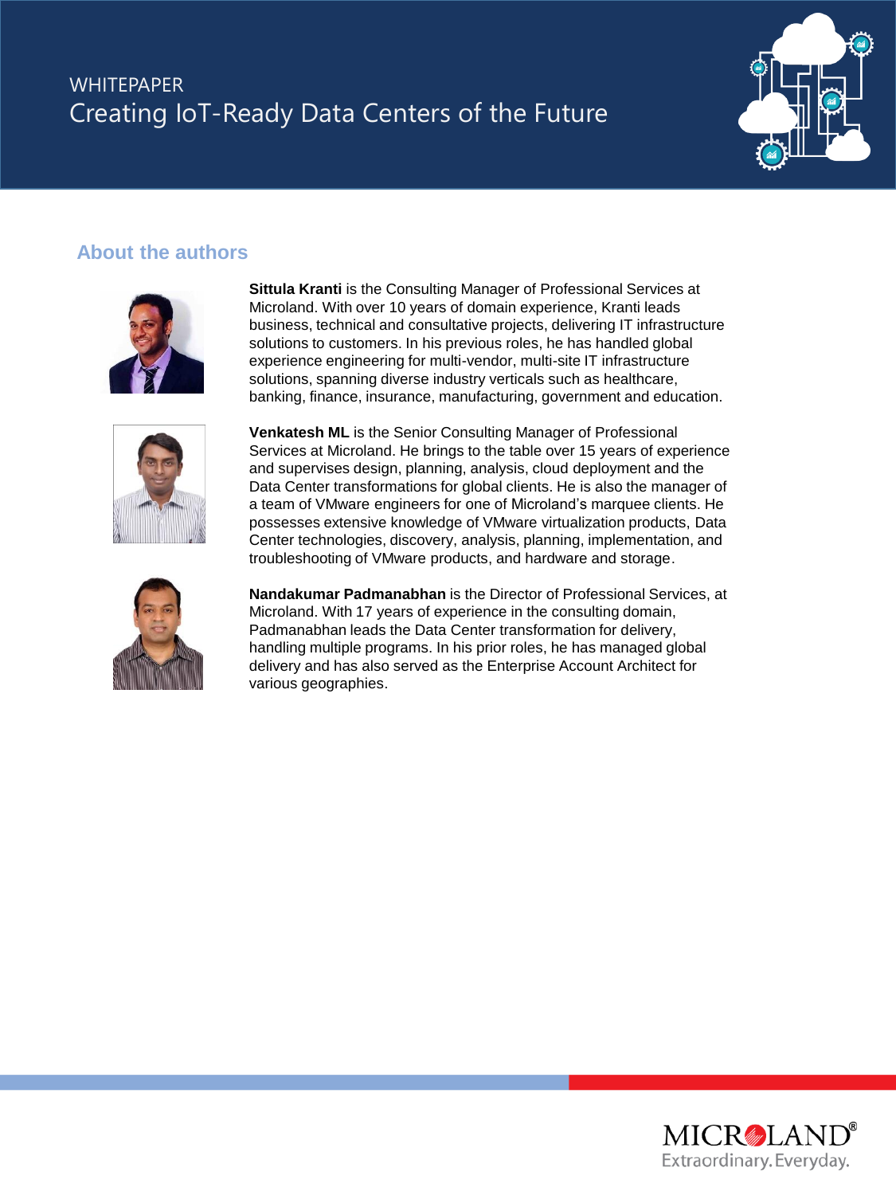## About the authors

**Sittula Kranti** is the Consulting Manager of Professional Services at Microland. With over 10 years of domain experience, Kranti leads business, technical and consultative projects, delivering IT infrastructure solutions to customers. In his previous roles, he has handled global experience engineering for multi-vendor, multi-site IT infrastructure solutions, spanning diverse industry verticals such as healthcare, banking, finance, insurance, manufacturing, government and education.

**Venkatesh ML** is the Senior Consulting Manager of Professional Services at Microland. He brings to the table over 15 years of experience and supervises design, planning, analysis, cloud deployment and the Data Center transformations for global clients. He is also the manager of a team of VMware engineers for one of Microland's marquee clients. He possesses extensive knowledge of VMware virtualization products, Data Center technologies, discovery, analysis, planning, implementation, and troubleshooting of VMware products, and hardware and storage.

**Nandakumar Padmanabhan** is the Director of Professional Services, at Microland. With 17 years of experience in the consulting domain, Padmanabhan leads the Data Center transformation for delivery, handling multiple programs. In his prior roles, he has managed global delivery and has also served as the Enterprise Account Architect for various geographies.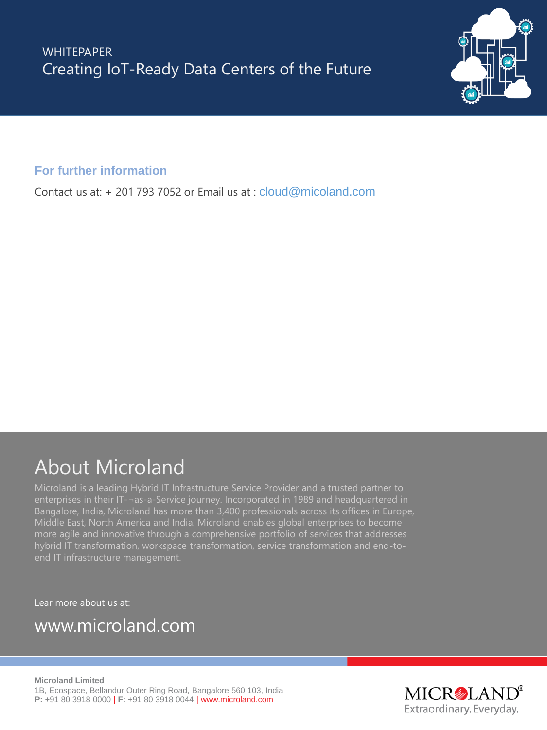WHITEPAPER

# Creating IoT-Ready Data Centers of the Future

### For further information

Contact us at: + 201 793 7052 or Email us at : cloud@micoland.com

## About Microland

Microland is a leading Hybrid IT Infrastructure Service Provider and a trusted partner to enterprises in their IT-¬as-a-Service journey. Incorporated in 1989 and headquartered in Bangalore, India, Microland has more than 3,400 professionals across its offices in Europe, Middle East, North America and India. Microland enables global enterprises to become more agile and innovative through a comprehensive portfolio of services that addresses hybrid IT transformation, workspace transformation, service transformation and end-to-end IT infrastructure management.

Lear more about us at:

www.microland.com

**Microland Limited**
1B, Ecospace, Bellandur Outer Ring Road, Bangalore 560 103, India
**P:** +91 80 3918 0000 | **F:** +91 80 3918 0044 | www.microland.com

MICROLAND®
Extraordinary. Everyday.